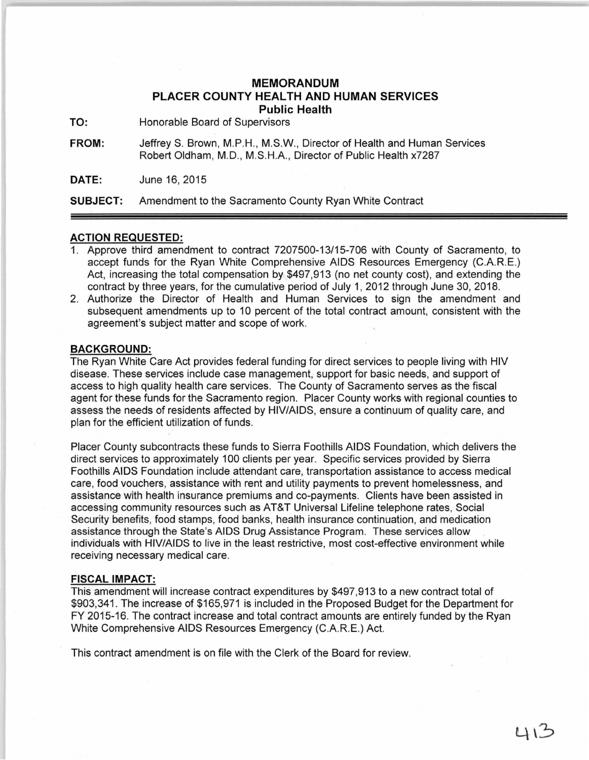# MEMORANDUM
## PLACER COUNTY HEALTH AND HUMAN SERVICES
### Public Health

**TO:** Honorable Board of Supervisors

**FROM:** Jeffrey S. Brown, M.P.H., M.S.W., Director of Health and Human Services
Robert Oldham, M.D., M.S.H.A., Director of Public Health x7287

**DATE:** June 16, 2015

**SUBJECT:** Amendment to the Sacramento County Ryan White Contract

---

**ACTION REQUESTED:**

1. Approve third amendment to contract 7207500-13/15-706 with County of Sacramento, to accept funds for the Ryan White Comprehensive AIDS Resources Emergency (C.A.R.E.) Act, increasing the total compensation by $497,913 (no net county cost), and extending the contract by three years, for the cumulative period of July 1, 2012 through June 30, 2018.
2. Authorize the Director of Health and Human Services to sign the amendment and subsequent amendments up to 10 percent of the total contract amount, consistent with the agreement's subject matter and scope of work.

**BACKGROUND:**

The Ryan White Care Act provides federal funding for direct services to people living with HIV disease. These services include case management, support for basic needs, and support of access to high quality health care services. The County of Sacramento serves as the fiscal agent for these funds for the Sacramento region. Placer County works with regional counties to assess the needs of residents affected by HIV/AIDS, ensure a continuum of quality care, and plan for the efficient utilization of funds.

Placer County subcontracts these funds to Sierra Foothills AIDS Foundation, which delivers the direct services to approximately 100 clients per year. Specific services provided by Sierra Foothills AIDS Foundation include attendant care, transportation assistance to access medical care, food vouchers, assistance with rent and utility payments to prevent homelessness, and assistance with health insurance premiums and co-payments. Clients have been assisted in accessing community resources such as AT&T Universal Lifeline telephone rates, Social Security benefits, food stamps, food banks, health insurance continuation, and medication assistance through the State's AIDS Drug Assistance Program. These services allow individuals with HIV/AIDS to live in the least restrictive, most cost-effective environment while receiving necessary medical care.

**FISCAL IMPACT:**

This amendment will increase contract expenditures by $497,913 to a new contract total of $903,341. The increase of $165,971 is included in the Proposed Budget for the Department for FY 2015-16. The contract increase and total contract amounts are entirely funded by the Ryan White Comprehensive AIDS Resources Emergency (C.A.R.E.) Act.

This contract amendment is on file with the Clerk of the Board for review.